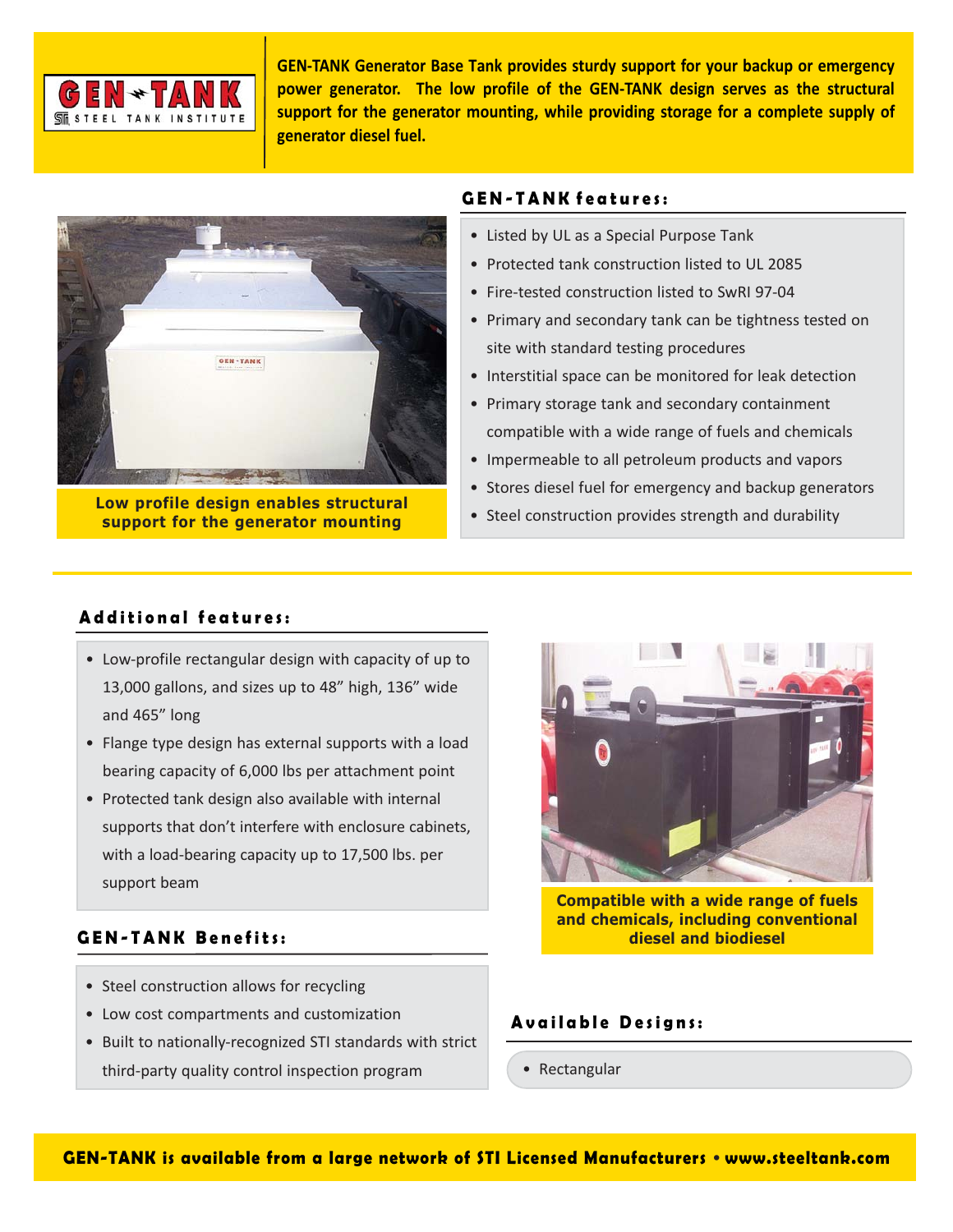GEN-TANK STEEL TANK INSTITUTE

**GEN-TANK Generator Base Tank provides sturdy support for your backup or emergency power generator. The low profile of the GEN-TANK design serves as the structural support for the generator mounting, while providing storage for a complete supply of generator diesel fuel.**

Low profile design enables structural support for the generator mounting

## GEN-TANK features:

- Listed by UL as a Special Purpose Tank
- Protected tank construction listed to UL 2085
- Fire-tested construction listed to SwRI 97-04
- Primary and secondary tank can be tightness tested on site with standard testing procedures
- Interstitial space can be monitored for leak detection
- Primary storage tank and secondary containment compatible with a wide range of fuels and chemicals
- Impermeable to all petroleum products and vapors
- Stores diesel fuel for emergency and backup generators
- Steel construction provides strength and durability

## Additional features:

- Low-profile rectangular design with capacity of up to 13,000 gallons, and sizes up to 48" high, 136" wide and 465" long
- Flange type design has external supports with a load bearing capacity of 6,000 lbs per attachment point
- Protected tank design also available with internal supports that don't interfere with enclosure cabinets, with a load-bearing capacity up to 17,500 lbs. per support beam

Compatible with a wide range of fuels and chemicals, including conventional diesel and biodiesel

## GEN-TANK Benefits:

- Steel construction allows for recycling
- Low cost compartments and customization
- Built to nationally-recognized STI standards with strict third-party quality control inspection program

## Available Designs:

- Rectangular

**GEN-TANK is available from a large network of STI Licensed Manufacturers • www.steeltank.com**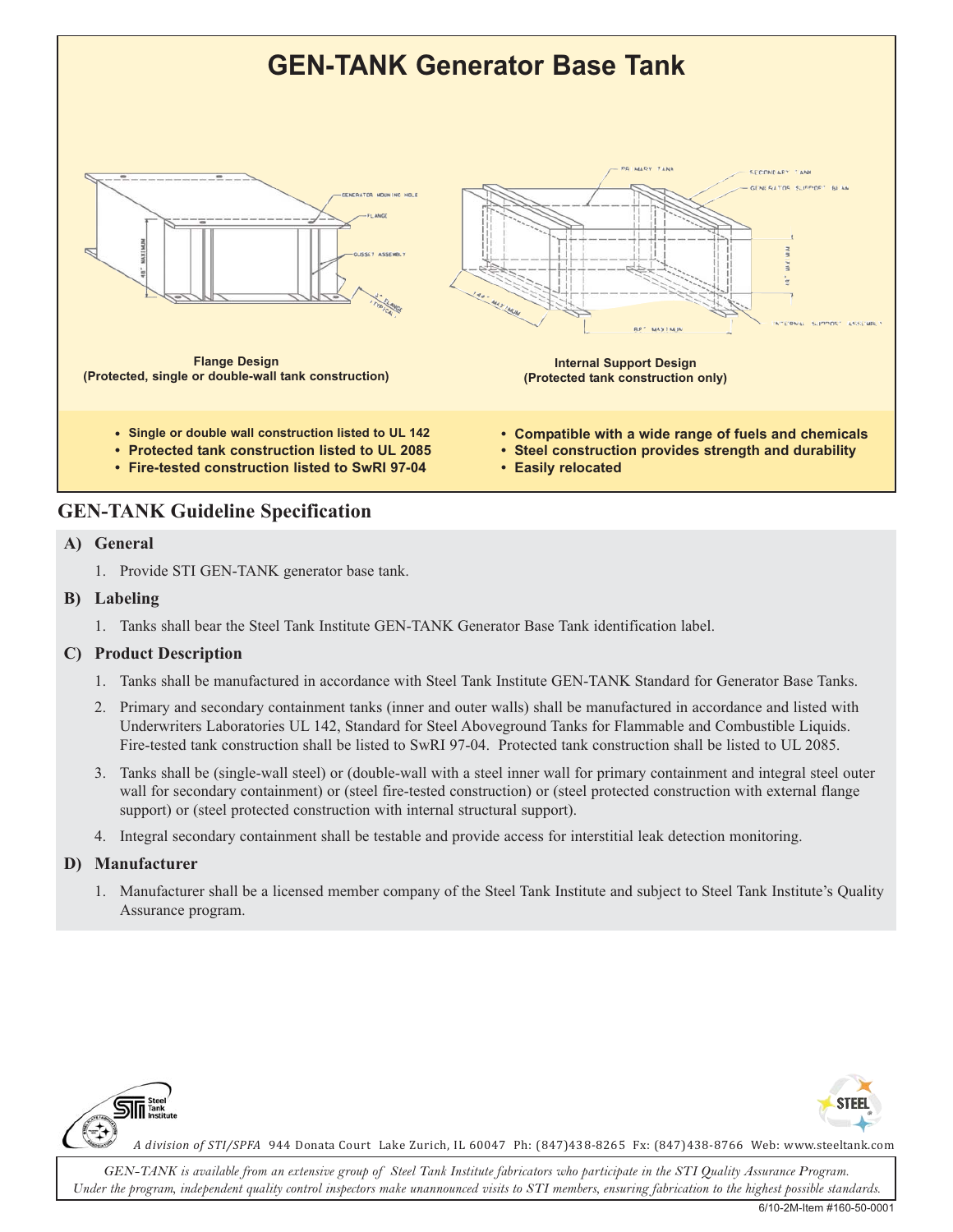# GEN-TANK Generator Base Tank

GENERATOR MOUNTING HOLE

FLANGE

GUSSET ASSEMBLY

48" MAXIMUM

3" FLANGE (TYPICAL)

PRIMARY TANK

SECONDARY TANK

GENERATOR SUPPORT BEAM

48" MAXIMUM

144" MAXIMUM

96" MAXIMUM

INTERNAL SUPPORT ASSEMBLY

**Flange Design**
**(Protected, single or double-wall tank construction)**

**Internal Support Design**
**(Protected tank construction only)**

- **Single or double wall construction listed to UL 142**
- **Protected tank construction listed to UL 2085**
- **Fire-tested construction listed to SwRI 97-04**
- **Compatible with a wide range of fuels and chemicals**
- **Steel construction provides strength and durability**
- **Easily relocated**

## GEN-TANK Guideline Specification

### A) General

1. Provide STI GEN-TANK generator base tank.

### B) Labeling

1. Tanks shall bear the Steel Tank Institute GEN-TANK Generator Base Tank identification label.

### C) Product Description

1. Tanks shall be manufactured in accordance with Steel Tank Institute GEN-TANK Standard for Generator Base Tanks.
2. Primary and secondary containment tanks (inner and outer walls) shall be manufactured in accordance and listed with Underwriters Laboratories UL 142, Standard for Steel Aboveground Tanks for Flammable and Combustible Liquids. Fire-tested tank construction shall be listed to SwRI 97-04. Protected tank construction shall be listed to UL 2085.
3. Tanks shall be (single-wall steel) or (double-wall with a steel inner wall for primary containment and integral steel outer wall for secondary containment) or (steel fire-tested construction) or (steel protected construction with external flange support) or (steel protected construction with internal structural support).
4. Integral secondary containment shall be testable and provide access for interstitial leak detection monitoring.

### D) Manufacturer

1. Manufacturer shall be a licensed member company of the Steel Tank Institute and subject to Steel Tank Institute's Quality Assurance program.

Steel Tank Institute

*A division of STI/SPFA* 944 Donata Court Lake Zurich, IL 60047 Ph: (847)438-8265 Fx: (847)438-8766 Web: www.steeltank.com

*GEN-TANK is available from an extensive group of Steel Tank Institute fabricators who participate in the STI Quality Assurance Program. Under the program, independent quality control inspectors make unannounced visits to STI members, ensuring fabrication to the highest possible standards.*

6/10-2M-Item #160-50-0001